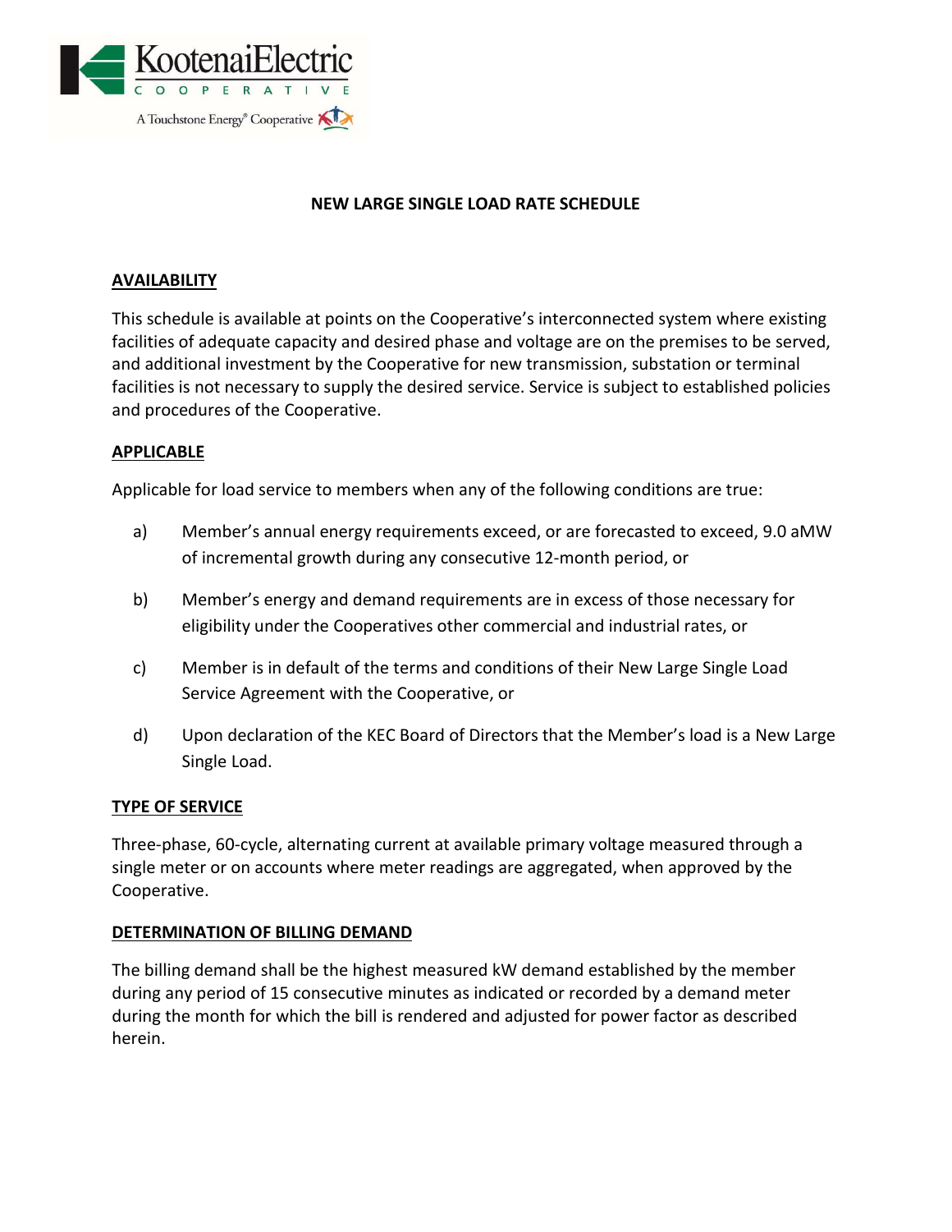KootenaiElectric
COOPERATIVE
A Touchstone Energy® Cooperative

# NEW LARGE SINGLE LOAD RATE SCHEDULE

## AVAILABILITY

This schedule is available at points on the Cooperative's interconnected system where existing facilities of adequate capacity and desired phase and voltage are on the premises to be served, and additional investment by the Cooperative for new transmission, substation or terminal facilities is not necessary to supply the desired service. Service is subject to established policies and procedures of the Cooperative.

## APPLICABLE

Applicable for load service to members when any of the following conditions are true:

a) Member's annual energy requirements exceed, or are forecasted to exceed, 9.0 aMW of incremental growth during any consecutive 12-month period, or

b) Member's energy and demand requirements are in excess of those necessary for eligibility under the Cooperatives other commercial and industrial rates, or

c) Member is in default of the terms and conditions of their New Large Single Load Service Agreement with the Cooperative, or

d) Upon declaration of the KEC Board of Directors that the Member's load is a New Large Single Load.

## TYPE OF SERVICE

Three-phase, 60-cycle, alternating current at available primary voltage measured through a single meter or on accounts where meter readings are aggregated, when approved by the Cooperative.

## DETERMINATION OF BILLING DEMAND

The billing demand shall be the highest measured kW demand established by the member during any period of 15 consecutive minutes as indicated or recorded by a demand meter during the month for which the bill is rendered and adjusted for power factor as described herein.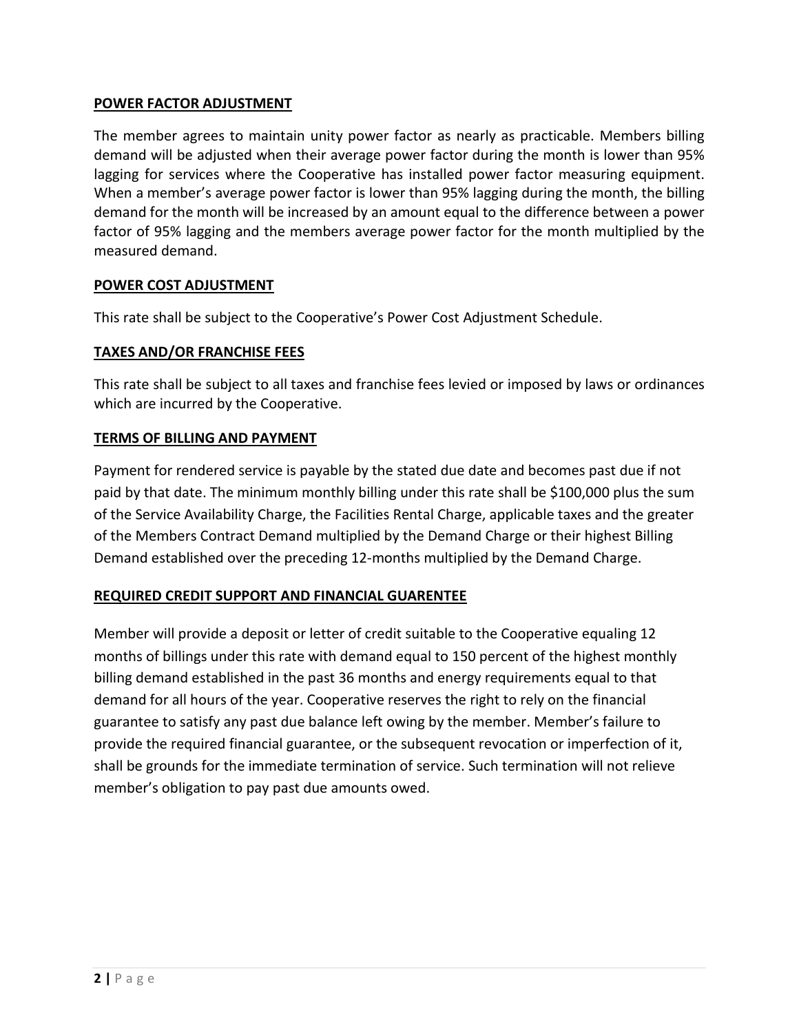## POWER FACTOR ADJUSTMENT

The member agrees to maintain unity power factor as nearly as practicable. Members billing demand will be adjusted when their average power factor during the month is lower than 95% lagging for services where the Cooperative has installed power factor measuring equipment. When a member's average power factor is lower than 95% lagging during the month, the billing demand for the month will be increased by an amount equal to the difference between a power factor of 95% lagging and the members average power factor for the month multiplied by the measured demand.

## POWER COST ADJUSTMENT

This rate shall be subject to the Cooperative's Power Cost Adjustment Schedule.

## TAXES AND/OR FRANCHISE FEES

This rate shall be subject to all taxes and franchise fees levied or imposed by laws or ordinances which are incurred by the Cooperative.

## TERMS OF BILLING AND PAYMENT

Payment for rendered service is payable by the stated due date and becomes past due if not paid by that date. The minimum monthly billing under this rate shall be $100,000 plus the sum of the Service Availability Charge, the Facilities Rental Charge, applicable taxes and the greater of the Members Contract Demand multiplied by the Demand Charge or their highest Billing Demand established over the preceding 12-months multiplied by the Demand Charge.

## REQUIRED CREDIT SUPPORT AND FINANCIAL GUARENTEE

Member will provide a deposit or letter of credit suitable to the Cooperative equaling 12 months of billings under this rate with demand equal to 150 percent of the highest monthly billing demand established in the past 36 months and energy requirements equal to that demand for all hours of the year. Cooperative reserves the right to rely on the financial guarantee to satisfy any past due balance left owing by the member. Member's failure to provide the required financial guarantee, or the subsequent revocation or imperfection of it, shall be grounds for the immediate termination of service. Such termination will not relieve member's obligation to pay past due amounts owed.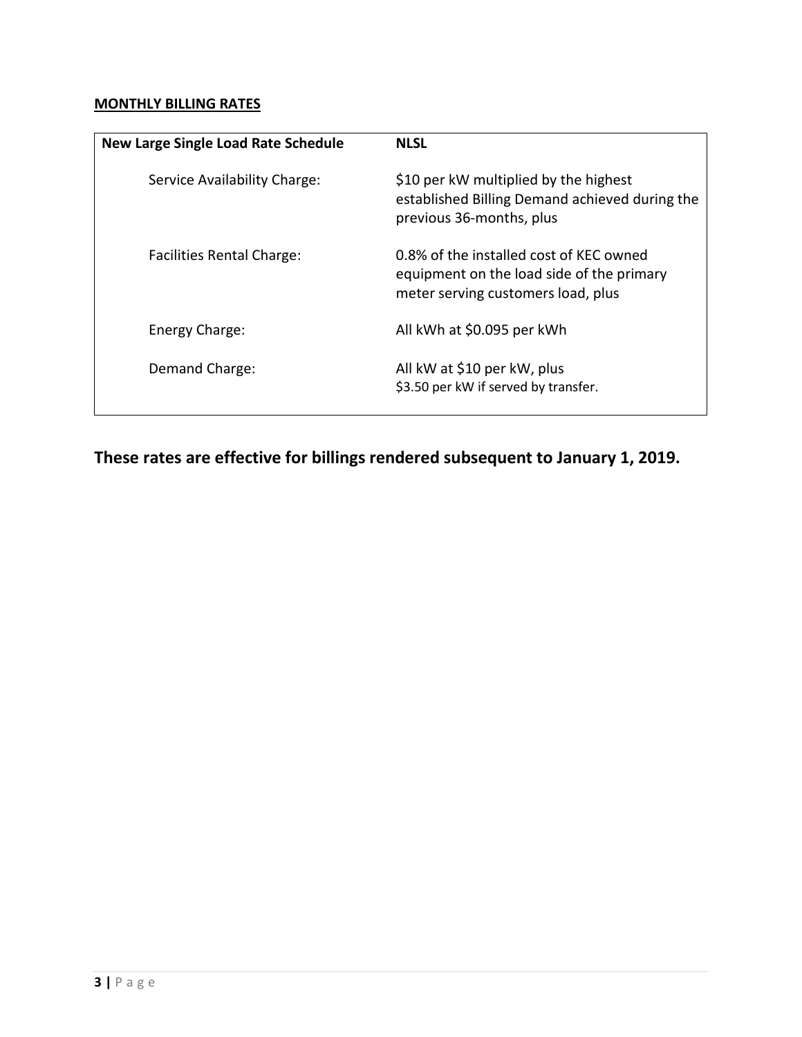**MONTHLY BILLING RATES**

| New Large Single Load Rate Schedule | NLSL |
|---|---|
| Service Availability Charge: | $10 per kW multiplied by the highest established Billing Demand achieved during the previous 36-months, plus |
| Facilities Rental Charge: | 0.8% of the installed cost of KEC owned equipment on the load side of the primary meter serving customers load, plus |
| Energy Charge: | All kWh at $0.095 per kWh |
| Demand Charge: | All kW at $10 per kW, plus<br>$3.50 per kW if served by transfer. |

## These rates are effective for billings rendered subsequent to January 1, 2019.